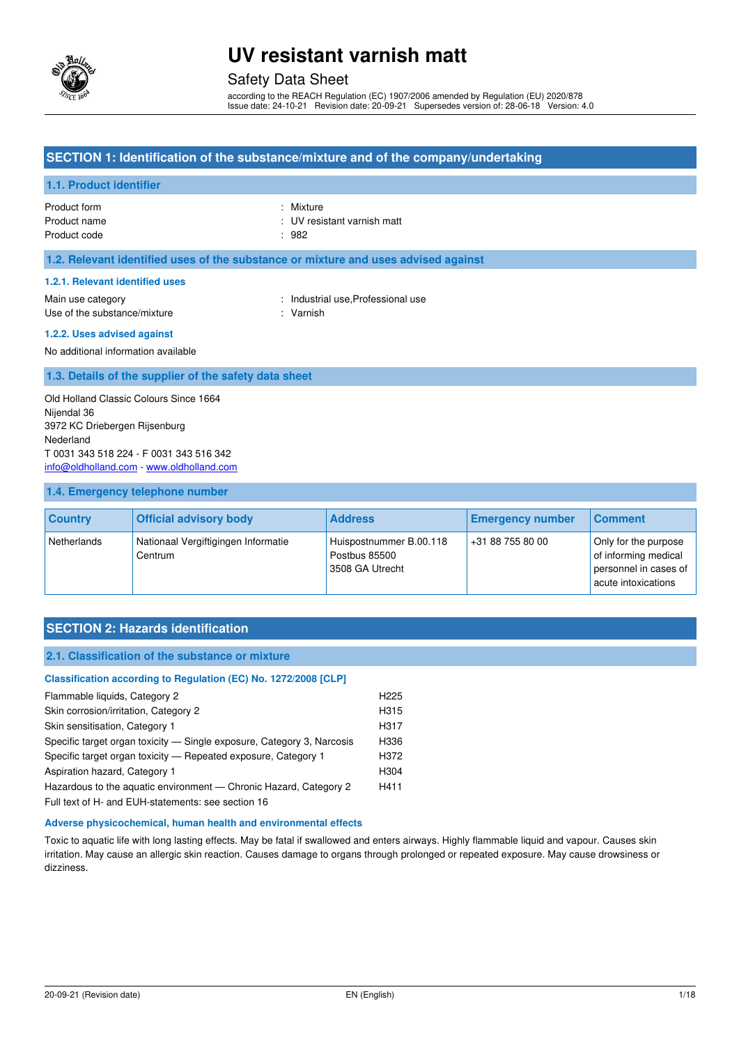# UV resistant varnish matt

Safety Data Sheet

according to the REACH Regulation (EC) 1907/2006 amended by Regulation (EU) 2020/878
Issue date: 24-10-21 Revision date: 20-09-21 Supersedes version of: 28-06-18 Version: 4.0

## SECTION 1: Identification of the substance/mixture and of the company/undertaking

### 1.1. Product identifier

Product form : Mixture
Product name : UV resistant varnish matt
Product code : 982

### 1.2. Relevant identified uses of the substance or mixture and uses advised against

#### 1.2.1. Relevant identified uses

Main use category : Industrial use,Professional use
Use of the substance/mixture : Varnish

#### 1.2.2. Uses advised against

No additional information available

### 1.3. Details of the supplier of the safety data sheet

Old Holland Classic Colours Since 1664
Nijendal 36
3972 KC Driebergen Rijsenburg
Nederland
T 0031 343 518 224 - F 0031 343 516 342
info@oldholland.com - www.oldholland.com

### 1.4. Emergency telephone number

| Country | Official advisory body | Address | Emergency number | Comment |
|---|---|---|---|---|
| Netherlands | Nationaal Vergiftigingen Informatie Centrum | Huispostnummer B.00.118 Postbus 85500 3508 GA Utrecht | +31 88 755 80 00 | Only for the purpose of informing medical personnel in cases of acute intoxications |

## SECTION 2: Hazards identification

### 2.1. Classification of the substance or mixture

#### Classification according to Regulation (EC) No. 1272/2008 [CLP]

| | |
|---|---|
| Flammable liquids, Category 2 | H225 |
| Skin corrosion/irritation, Category 2 | H315 |
| Skin sensitisation, Category 1 | H317 |
| Specific target organ toxicity — Single exposure, Category 3, Narcosis | H336 |
| Specific target organ toxicity — Repeated exposure, Category 1 | H372 |
| Aspiration hazard, Category 1 | H304 |
| Hazardous to the aquatic environment — Chronic Hazard, Category 2 | H411 |

Full text of H- and EUH-statements: see section 16

#### Adverse physicochemical, human health and environmental effects

Toxic to aquatic life with long lasting effects. May be fatal if swallowed and enters airways. Highly flammable liquid and vapour. Causes skin irritation. May cause an allergic skin reaction. Causes damage to organs through prolonged or repeated exposure. May cause drowsiness or dizziness.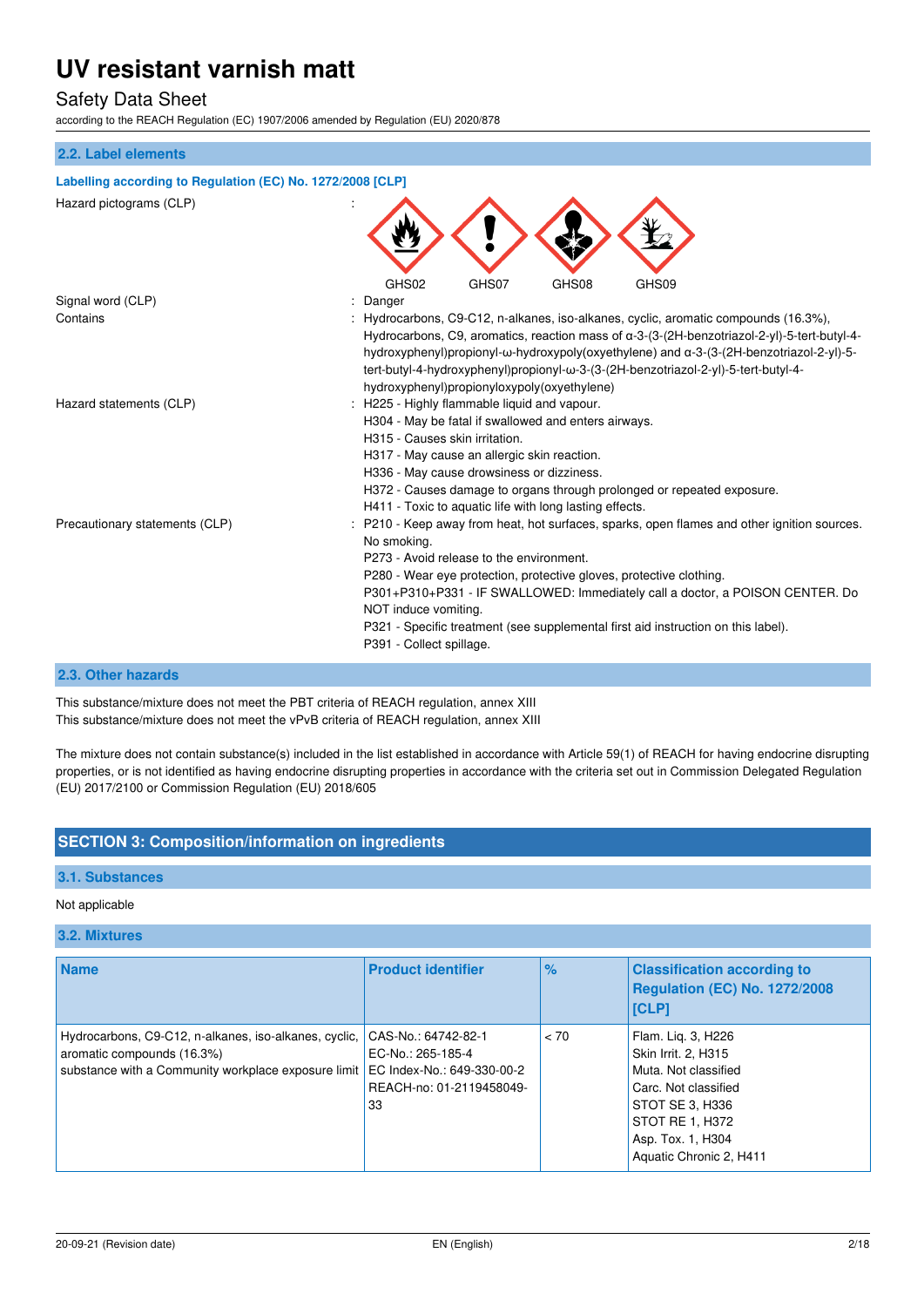### 2.2. Label elements

**Labelling according to Regulation (EC) No. 1272/2008 [CLP]**

Hazard pictograms (CLP) :

GHS02 GHS07 GHS08 GHS09

Signal word (CLP) : Danger

Contains : Hydrocarbons, C9-C12, n-alkanes, iso-alkanes, cyclic, aromatic compounds (16.3%), Hydrocarbons, C9, aromatics, reaction mass of α-3-(3-(2H-benzotriazol-2-yl)-5-tert-butyl-4-hydroxyphenyl)propionyl-ω-hydroxypoly(oxyethylene) and α-3-(3-(2H-benzotriazol-2-yl)-5-tert-butyl-4-hydroxyphenyl)propionyl-ω-3-(3-(2H-benzotriazol-2-yl)-5-tert-butyl-4-hydroxyphenyl)propionyloxypoly(oxyethylene)

Hazard statements (CLP) :
H225 - Highly flammable liquid and vapour.
H304 - May be fatal if swallowed and enters airways.
H315 - Causes skin irritation.
H317 - May cause an allergic skin reaction.
H336 - May cause drowsiness or dizziness.
H372 - Causes damage to organs through prolonged or repeated exposure.
H411 - Toxic to aquatic life with long lasting effects.

Precautionary statements (CLP) :
P210 - Keep away from heat, hot surfaces, sparks, open flames and other ignition sources. No smoking.
P273 - Avoid release to the environment.
P280 - Wear eye protection, protective gloves, protective clothing.
P301+P310+P331 - IF SWALLOWED: Immediately call a doctor, a POISON CENTER. Do NOT induce vomiting.
P321 - Specific treatment (see supplemental first aid instruction on this label).
P391 - Collect spillage.

### 2.3. Other hazards

This substance/mixture does not meet the PBT criteria of REACH regulation, annex XIII
This substance/mixture does not meet the vPvB criteria of REACH regulation, annex XIII

The mixture does not contain substance(s) included in the list established in accordance with Article 59(1) of REACH for having endocrine disrupting properties, or is not identified as having endocrine disrupting properties in accordance with the criteria set out in Commission Delegated Regulation (EU) 2017/2100 or Commission Regulation (EU) 2018/605

## SECTION 3: Composition/information on ingredients

### 3.1. Substances

Not applicable

### 3.2. Mixtures

| Name | Product identifier | % | Classification according to Regulation (EC) No. 1272/2008 [CLP] |
|---|---|---|---|
| Hydrocarbons, C9-C12, n-alkanes, iso-alkanes, cyclic, aromatic compounds (16.3%)<br>substance with a Community workplace exposure limit | CAS-No.: 64742-82-1<br>EC-No.: 265-185-4<br>EC Index-No.: 649-330-00-2<br>REACH-no: 01-2119458049-33 | < 70 | Flam. Liq. 3, H226<br>Skin Irrit. 2, H315<br>Muta. Not classified<br>Carc. Not classified<br>STOT SE 3, H336<br>STOT RE 1, H372<br>Asp. Tox. 1, H304<br>Aquatic Chronic 2, H411 |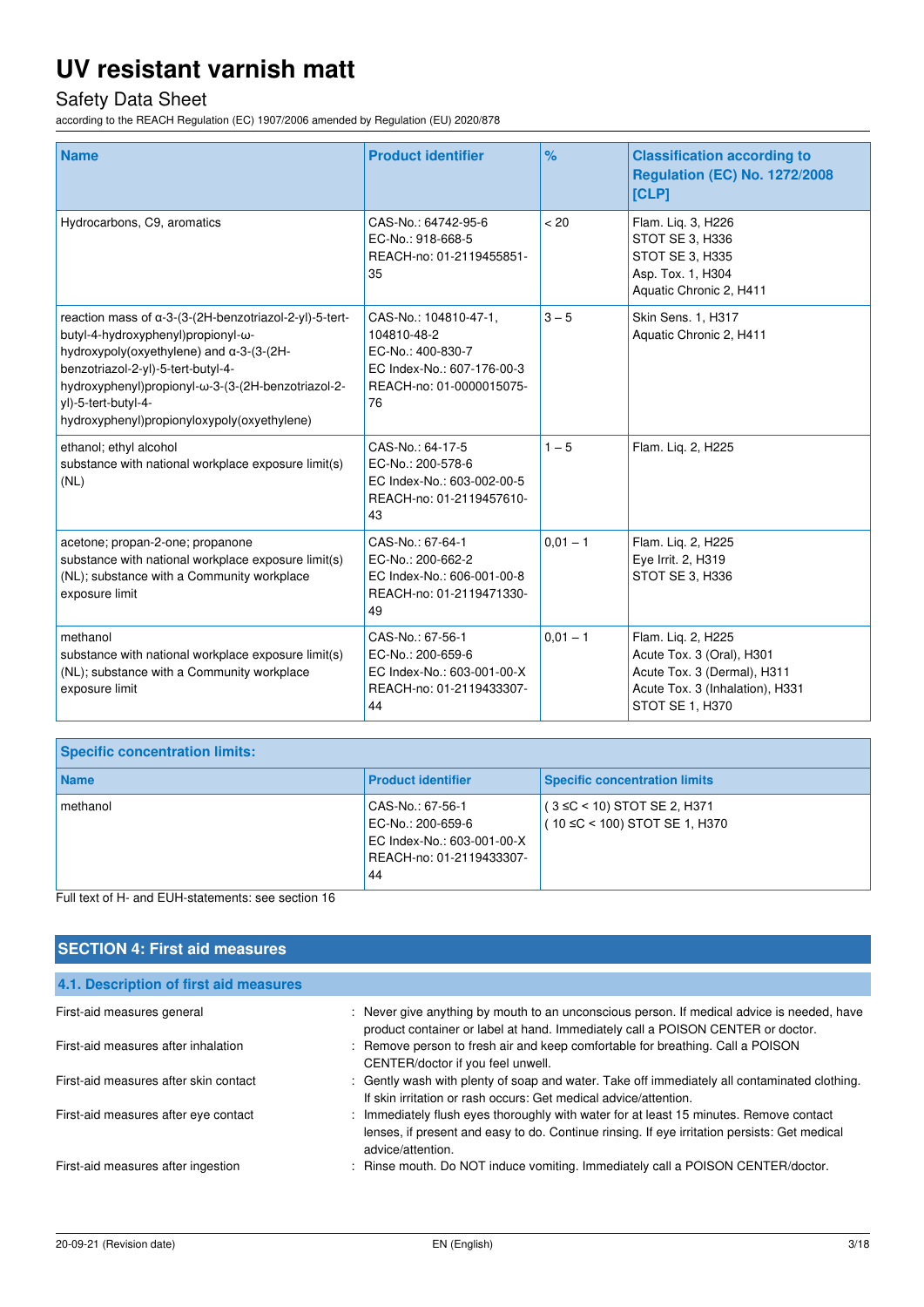| Name | Product identifier | % | Classification according to Regulation (EC) No. 1272/2008 [CLP] |
|---|---|---|---|
| Hydrocarbons, C9, aromatics | CAS-No.: 64742-95-6<br>EC-No.: 918-668-5<br>REACH-no: 01-2119455851-35 | < 20 | Flam. Liq. 3, H226<br>STOT SE 3, H336<br>STOT SE 3, H335<br>Asp. Tox. 1, H304<br>Aquatic Chronic 2, H411 |
| reaction mass of α-3-(3-(2H-benzotriazol-2-yl)-5-tert-butyl-4-hydroxyphenyl)propionyl-ω-hydroxypoly(oxyethylene) and α-3-(3-(2H-benzotriazol-2-yl)-5-tert-butyl-4-hydroxyphenyl)propionyl-ω-3-(3-(2H-benzotriazol-2-yl)-5-tert-butyl-4-hydroxyphenyl)propionyloxypoly(oxyethylene) | CAS-No.: 104810-47-1, 104810-48-2<br>EC-No.: 400-830-7<br>EC Index-No.: 607-176-00-3<br>REACH-no: 01-0000015075-76 | 3 – 5 | Skin Sens. 1, H317<br>Aquatic Chronic 2, H411 |
| ethanol; ethyl alcohol<br>substance with national workplace exposure limit(s) (NL) | CAS-No.: 64-17-5<br>EC-No.: 200-578-6<br>EC Index-No.: 603-002-00-5<br>REACH-no: 01-2119457610-43 | 1 – 5 | Flam. Liq. 2, H225 |
| acetone; propan-2-one; propanone<br>substance with national workplace exposure limit(s) (NL); substance with a Community workplace exposure limit | CAS-No.: 67-64-1<br>EC-No.: 200-662-2<br>EC Index-No.: 606-001-00-8<br>REACH-no: 01-2119471330-49 | 0,01 – 1 | Flam. Liq. 2, H225<br>Eye Irrit. 2, H319<br>STOT SE 3, H336 |
| methanol<br>substance with national workplace exposure limit(s) (NL); substance with a Community workplace exposure limit | CAS-No.: 67-56-1<br>EC-No.: 200-659-6<br>EC Index-No.: 603-001-00-X<br>REACH-no: 01-2119433307-44 | 0,01 – 1 | Flam. Liq. 2, H225<br>Acute Tox. 3 (Oral), H301<br>Acute Tox. 3 (Dermal), H311<br>Acute Tox. 3 (Inhalation), H331<br>STOT SE 1, H370 |

**Specific concentration limits:**

| Name | Product identifier | Specific concentration limits |
|---|---|---|
| methanol | CAS-No.: 67-56-1<br>EC-No.: 200-659-6<br>EC Index-No.: 603-001-00-X<br>REACH-no: 01-2119433307-44 | ( 3 ≤C < 10) STOT SE 2, H371<br>( 10 ≤C < 100) STOT SE 1, H370 |

Full text of H- and EUH-statements: see section 16

## SECTION 4: First aid measures

### 4.1. Description of first aid measures

First-aid measures general : Never give anything by mouth to an unconscious person. If medical advice is needed, have product container or label at hand. Immediately call a POISON CENTER or doctor.

First-aid measures after inhalation : Remove person to fresh air and keep comfortable for breathing. Call a POISON CENTER/doctor if you feel unwell.

First-aid measures after skin contact : Gently wash with plenty of soap and water. Take off immediately all contaminated clothing. If skin irritation or rash occurs: Get medical advice/attention.

First-aid measures after eye contact : Immediately flush eyes thoroughly with water for at least 15 minutes. Remove contact lenses, if present and easy to do. Continue rinsing. If eye irritation persists: Get medical advice/attention.

First-aid measures after ingestion : Rinse mouth. Do NOT induce vomiting. Immediately call a POISON CENTER/doctor.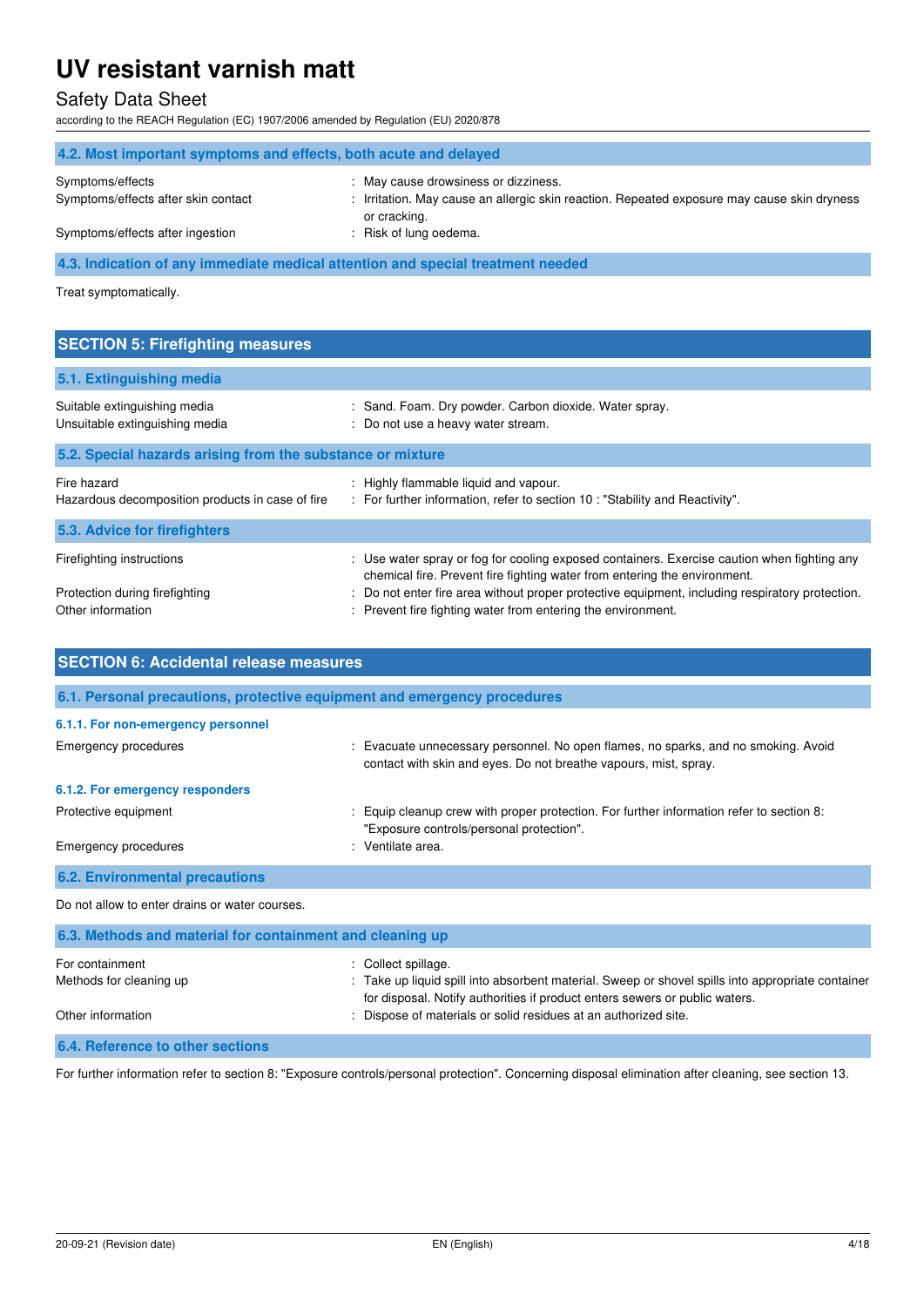### 4.2. Most important symptoms and effects, both acute and delayed

| | |
|---|---|
| Symptoms/effects | : May cause drowsiness or dizziness. |
| Symptoms/effects after skin contact | : Irritation. May cause an allergic skin reaction. Repeated exposure may cause skin dryness or cracking. |
| Symptoms/effects after ingestion | : Risk of lung oedema. |

### 4.3. Indication of any immediate medical attention and special treatment needed

Treat symptomatically.

## SECTION 5: Firefighting measures

### 5.1. Extinguishing media

| | |
|---|---|
| Suitable extinguishing media | : Sand. Foam. Dry powder. Carbon dioxide. Water spray. |
| Unsuitable extinguishing media | : Do not use a heavy water stream. |

### 5.2. Special hazards arising from the substance or mixture

| | |
|---|---|
| Fire hazard | : Highly flammable liquid and vapour. |
| Hazardous decomposition products in case of fire | : For further information, refer to section 10 : "Stability and Reactivity". |

### 5.3. Advice for firefighters

| | |
|---|---|
| Firefighting instructions | : Use water spray or fog for cooling exposed containers. Exercise caution when fighting any chemical fire. Prevent fire fighting water from entering the environment. |
| Protection during firefighting | : Do not enter fire area without proper protective equipment, including respiratory protection. |
| Other information | : Prevent fire fighting water from entering the environment. |

## SECTION 6: Accidental release measures

### 6.1. Personal precautions, protective equipment and emergency procedures

#### 6.1.1. For non-emergency personnel

| | |
|---|---|
| Emergency procedures | : Evacuate unnecessary personnel. No open flames, no sparks, and no smoking. Avoid contact with skin and eyes. Do not breathe vapours, mist, spray. |

#### 6.1.2. For emergency responders

| | |
|---|---|
| Protective equipment | : Equip cleanup crew with proper protection. For further information refer to section 8: "Exposure controls/personal protection". |
| Emergency procedures | : Ventilate area. |

### 6.2. Environmental precautions

Do not allow to enter drains or water courses.

### 6.3. Methods and material for containment and cleaning up

| | |
|---|---|
| For containment | : Collect spillage. |
| Methods for cleaning up | : Take up liquid spill into absorbent material. Sweep or shovel spills into appropriate container for disposal. Notify authorities if product enters sewers or public waters. |
| Other information | : Dispose of materials or solid residues at an authorized site. |

### 6.4. Reference to other sections

For further information refer to section 8: "Exposure controls/personal protection". Concerning disposal elimination after cleaning, see section 13.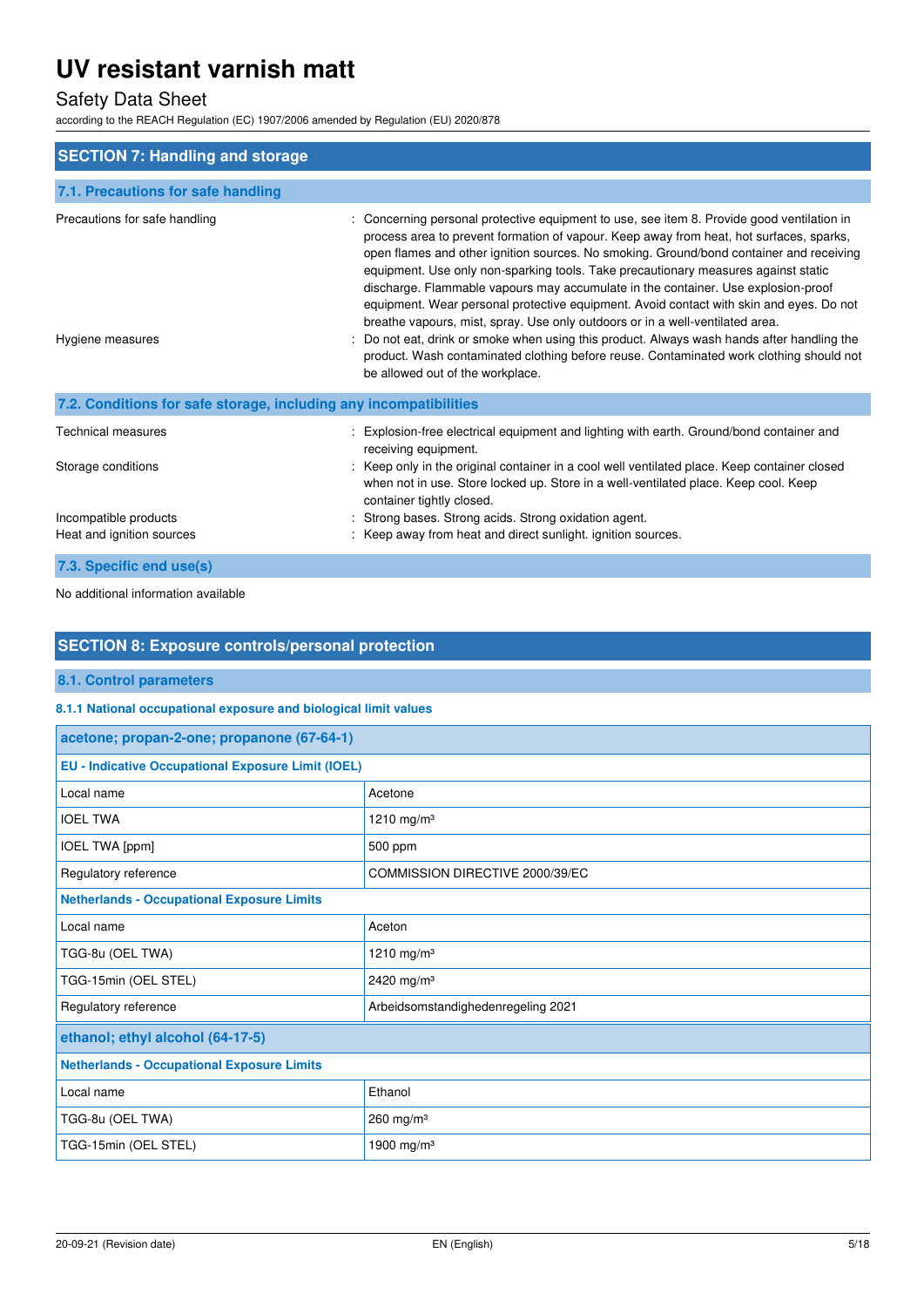## SECTION 7: Handling and storage

### 7.1. Precautions for safe handling

| | |
|---|---|
| Precautions for safe handling | : Concerning personal protective equipment to use, see item 8. Provide good ventilation in process area to prevent formation of vapour. Keep away from heat, hot surfaces, sparks, open flames and other ignition sources. No smoking. Ground/bond container and receiving equipment. Use only non-sparking tools. Take precautionary measures against static discharge. Flammable vapours may accumulate in the container. Use explosion-proof equipment. Wear personal protective equipment. Avoid contact with skin and eyes. Do not breathe vapours, mist, spray. Use only outdoors or in a well-ventilated area. |
| Hygiene measures | : Do not eat, drink or smoke when using this product. Always wash hands after handling the product. Wash contaminated clothing before reuse. Contaminated work clothing should not be allowed out of the workplace. |

### 7.2. Conditions for safe storage, including any incompatibilities

| | |
|---|---|
| Technical measures | : Explosion-free electrical equipment and lighting with earth. Ground/bond container and receiving equipment. |
| Storage conditions | : Keep only in the original container in a cool well ventilated place. Keep container closed when not in use. Store locked up. Store in a well-ventilated place. Keep cool. Keep container tightly closed. |
| Incompatible products | : Strong bases. Strong acids. Strong oxidation agent. |
| Heat and ignition sources | : Keep away from heat and direct sunlight. ignition sources. |

### 7.3. Specific end use(s)

No additional information available

## SECTION 8: Exposure controls/personal protection

### 8.1. Control parameters

#### 8.1.1 National occupational exposure and biological limit values

| acetone; propan-2-one; propanone (67-64-1) | |
|---|---|
| **EU - Indicative Occupational Exposure Limit (IOEL)** | |
| Local name | Acetone |
| IOEL TWA | 1210 mg/m³ |
| IOEL TWA [ppm] | 500 ppm |
| Regulatory reference | COMMISSION DIRECTIVE 2000/39/EC |
| **Netherlands - Occupational Exposure Limits** | |
| Local name | Aceton |
| TGG-8u (OEL TWA) | 1210 mg/m³ |
| TGG-15min (OEL STEL) | 2420 mg/m³ |
| Regulatory reference | Arbeidsomstandighedenregeling 2021 |

| ethanol; ethyl alcohol (64-17-5) | |
|---|---|
| **Netherlands - Occupational Exposure Limits** | |
| Local name | Ethanol |
| TGG-8u (OEL TWA) | 260 mg/m³ |
| TGG-15min (OEL STEL) | 1900 mg/m³ |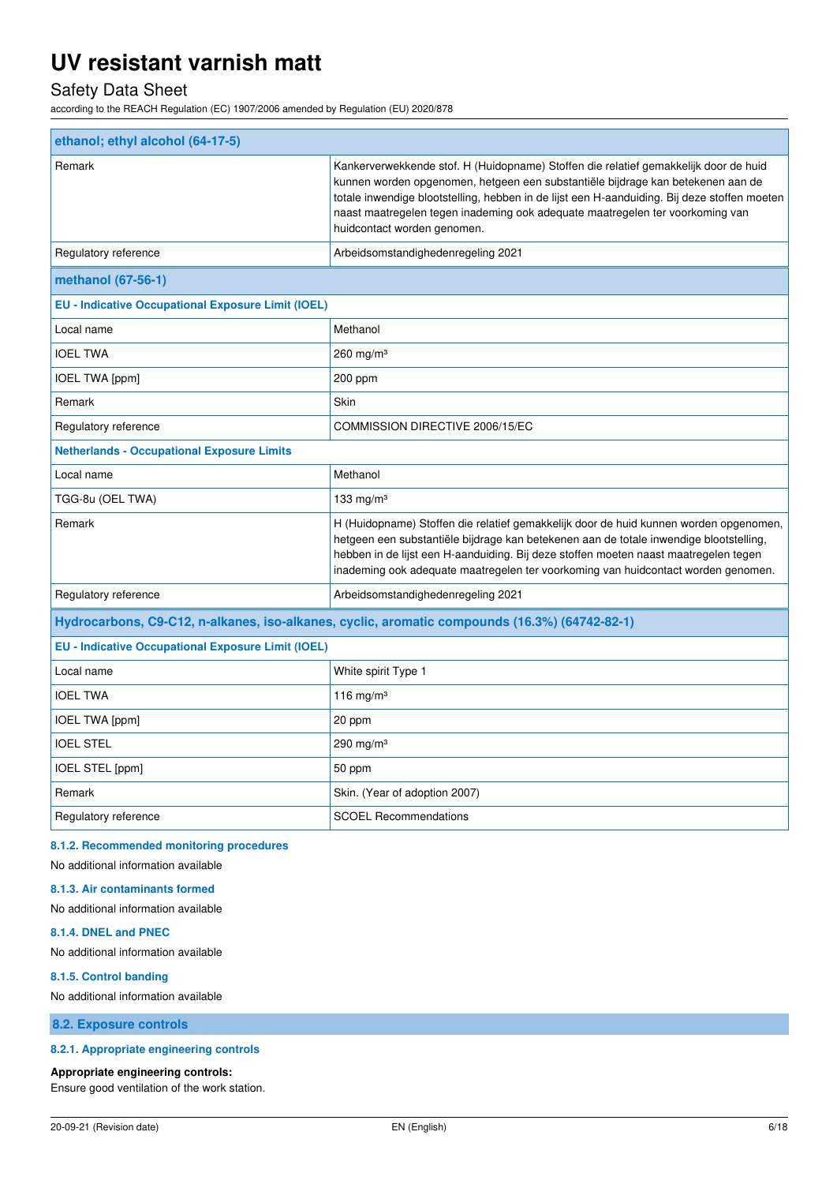| ethanol; ethyl alcohol (64-17-5) | |
|---|---|
| Remark | Kankerverwekkende stof. H (Huidopname) Stoffen die relatief gemakkelijk door de huid kunnen worden opgenomen, hetgeen een substantiële bijdrage kan betekenen aan de totale inwendige blootstelling, hebben in de lijst een H-aanduiding. Bij deze stoffen moeten naast maatregelen tegen inademing ook adequate maatregelen ter voorkoming van huidcontact worden genomen. |
| Regulatory reference | Arbeidsomstandighedenregeling 2021 |
| **methanol (67-56-1)** | |
| **EU - Indicative Occupational Exposure Limit (IOEL)** | |
| Local name | Methanol |
| IOEL TWA | 260 mg/m³ |
| IOEL TWA [ppm] | 200 ppm |
| Remark | Skin |
| Regulatory reference | COMMISSION DIRECTIVE 2006/15/EC |
| **Netherlands - Occupational Exposure Limits** | |
| Local name | Methanol |
| TGG-8u (OEL TWA) | 133 mg/m³ |
| Remark | H (Huidopname) Stoffen die relatief gemakkelijk door de huid kunnen worden opgenomen, hetgeen een substantiële bijdrage kan betekenen aan de totale inwendige blootstelling, hebben in de lijst een H-aanduiding. Bij deze stoffen moeten naast maatregelen tegen inademing ook adequate maatregelen ter voorkoming van huidcontact worden genomen. |
| Regulatory reference | Arbeidsomstandighedenregeling 2021 |
| **Hydrocarbons, C9-C12, n-alkanes, iso-alkanes, cyclic, aromatic compounds (16.3%) (64742-82-1)** | |
| **EU - Indicative Occupational Exposure Limit (IOEL)** | |
| Local name | White spirit Type 1 |
| IOEL TWA | 116 mg/m³ |
| IOEL TWA [ppm] | 20 ppm |
| IOEL STEL | 290 mg/m³ |
| IOEL STEL [ppm] | 50 ppm |
| Remark | Skin. (Year of adoption 2007) |
| Regulatory reference | SCOEL Recommendations |

#### 8.1.2. Recommended monitoring procedures

No additional information available

#### 8.1.3. Air contaminants formed

No additional information available

#### 8.1.4. DNEL and PNEC

No additional information available

#### 8.1.5. Control banding

No additional information available

## 8.2. Exposure controls

#### 8.2.1. Appropriate engineering controls

**Appropriate engineering controls:**

Ensure good ventilation of the work station.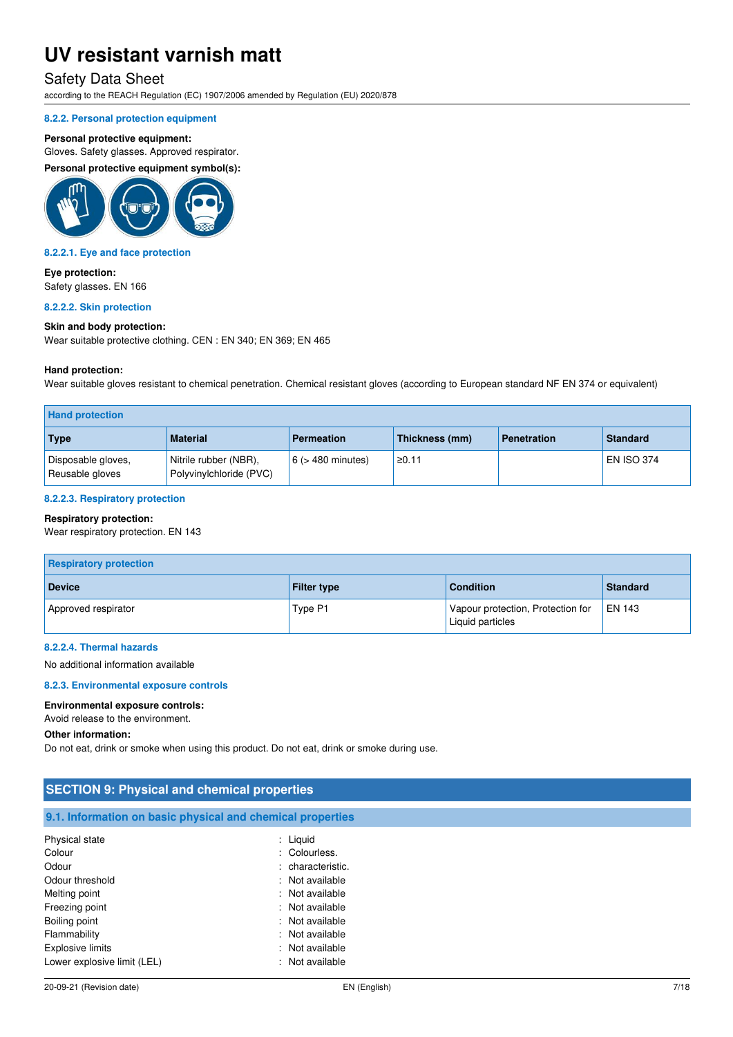#### 8.2.2. Personal protection equipment

**Personal protective equipment:**
Gloves. Safety glasses. Approved respirator.

**Personal protective equipment symbol(s):**

#### 8.2.2.1. Eye and face protection

**Eye protection:**
Safety glasses. EN 166

#### 8.2.2.2. Skin protection

**Skin and body protection:**
Wear suitable protective clothing. CEN : EN 340; EN 369; EN 465

**Hand protection:**
Wear suitable gloves resistant to chemical penetration. Chemical resistant gloves (according to European standard NF EN 374 or equivalent)

| Hand protection | | | | | |
|---|---|---|---|---|---|
| **Type** | **Material** | **Permeation** | **Thickness (mm)** | **Penetration** | **Standard** |
| Disposable gloves, Reusable gloves | Nitrile rubber (NBR), Polyvinylchloride (PVC) | 6 (> 480 minutes) | ≥0.11 | | EN ISO 374 |

#### 8.2.2.3. Respiratory protection

**Respiratory protection:**
Wear respiratory protection. EN 143

| Respiratory protection | | | |
|---|---|---|---|
| **Device** | **Filter type** | **Condition** | **Standard** |
| Approved respirator | Type P1 | Vapour protection, Protection for Liquid particles | EN 143 |

#### 8.2.2.4. Thermal hazards

No additional information available

#### 8.2.3. Environmental exposure controls

**Environmental exposure controls:**
Avoid release to the environment.

**Other information:**
Do not eat, drink or smoke when using this product. Do not eat, drink or smoke during use.

## SECTION 9: Physical and chemical properties

### 9.1. Information on basic physical and chemical properties

| | |
|---|---|
| Physical state | : Liquid |
| Colour | : Colourless. |
| Odour | : characteristic. |
| Odour threshold | : Not available |
| Melting point | : Not available |
| Freezing point | : Not available |
| Boiling point | : Not available |
| Flammability | : Not available |
| Explosive limits | : Not available |
| Lower explosive limit (LEL) | : Not available |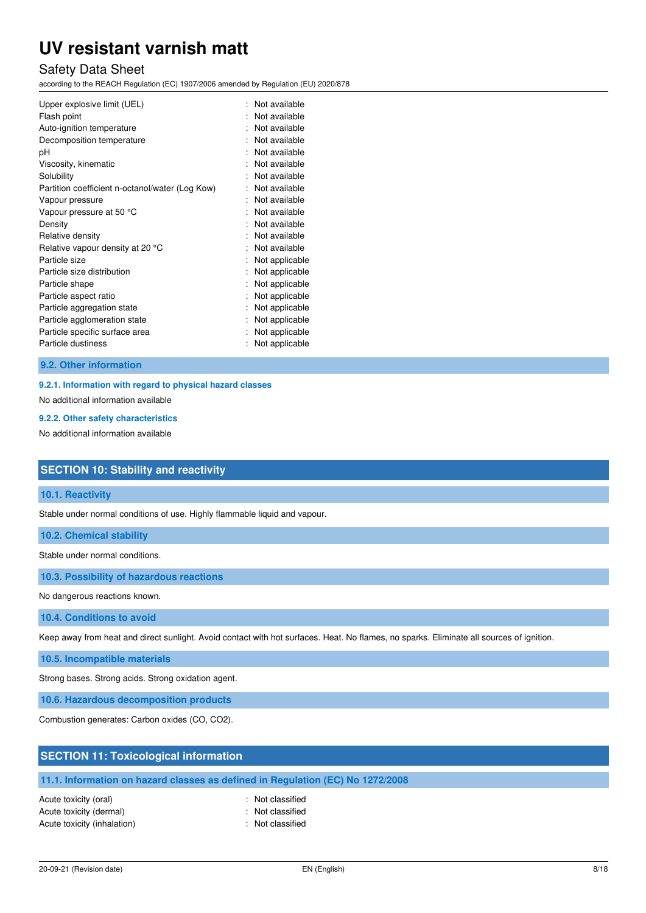| | |
|---|---|
| Upper explosive limit (UEL) | : Not available |
| Flash point | : Not available |
| Auto-ignition temperature | : Not available |
| Decomposition temperature | : Not available |
| pH | : Not available |
| Viscosity, kinematic | : Not available |
| Solubility | : Not available |
| Partition coefficient n-octanol/water (Log Kow) | : Not available |
| Vapour pressure | : Not available |
| Vapour pressure at 50 °C | : Not available |
| Density | : Not available |
| Relative density | : Not available |
| Relative vapour density at 20 °C | : Not available |
| Particle size | : Not applicable |
| Particle size distribution | : Not applicable |
| Particle shape | : Not applicable |
| Particle aspect ratio | : Not applicable |
| Particle aggregation state | : Not applicable |
| Particle agglomeration state | : Not applicable |
| Particle specific surface area | : Not applicable |
| Particle dustiness | : Not applicable |

### 9.2. Other information

#### 9.2.1. Information with regard to physical hazard classes

No additional information available

#### 9.2.2. Other safety characteristics

No additional information available

## SECTION 10: Stability and reactivity

### 10.1. Reactivity

Stable under normal conditions of use. Highly flammable liquid and vapour.

### 10.2. Chemical stability

Stable under normal conditions.

### 10.3. Possibility of hazardous reactions

No dangerous reactions known.

### 10.4. Conditions to avoid

Keep away from heat and direct sunlight. Avoid contact with hot surfaces. Heat. No flames, no sparks. Eliminate all sources of ignition.

### 10.5. Incompatible materials

Strong bases. Strong acids. Strong oxidation agent.

### 10.6. Hazardous decomposition products

Combustion generates: Carbon oxides (CO, $CO_2$).

## SECTION 11: Toxicological information

### 11.1. Information on hazard classes as defined in Regulation (EC) No 1272/2008

| | |
|---|---|
| Acute toxicity (oral) | : Not classified |
| Acute toxicity (dermal) | : Not classified |
| Acute toxicity (inhalation) | : Not classified |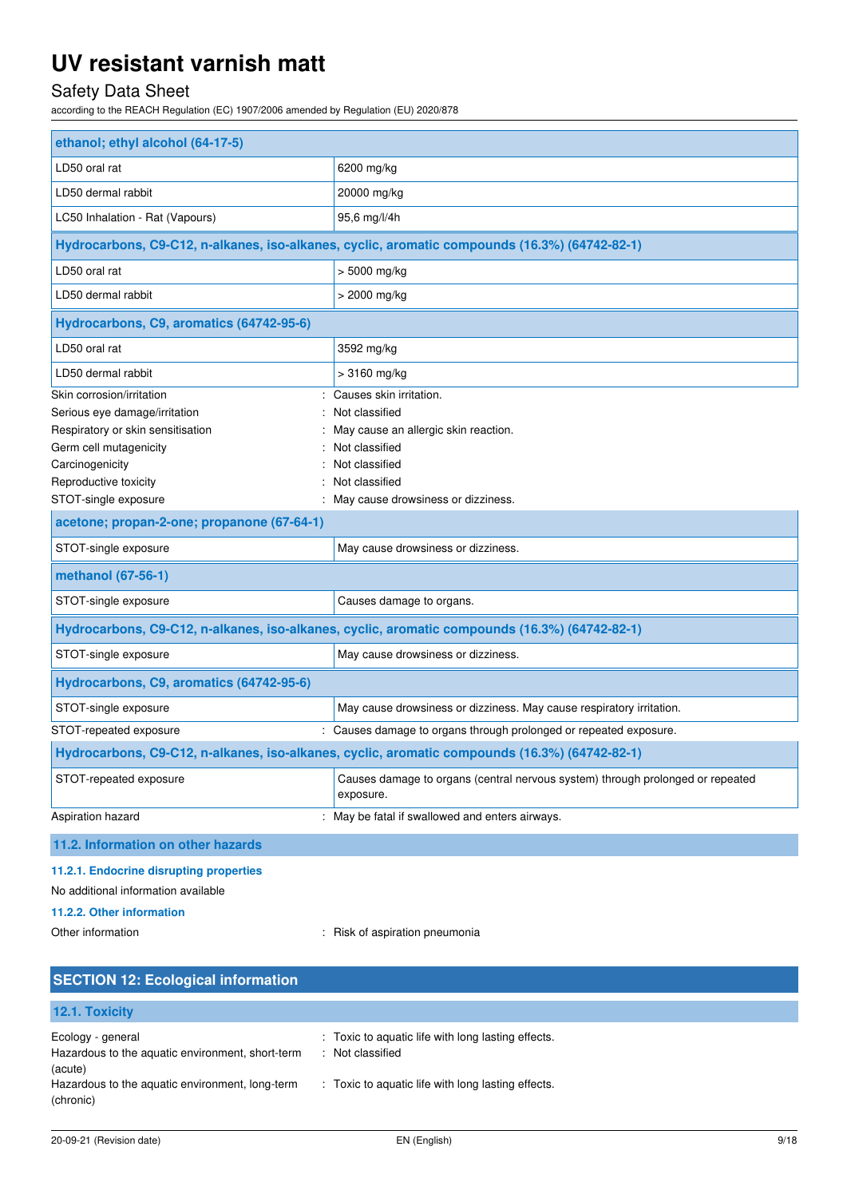| ethanol; ethyl alcohol (64-17-5) | |
|---|---|
| LD50 oral rat | 6200 mg/kg |
| LD50 dermal rabbit | 20000 mg/kg |
| LC50 Inhalation - Rat (Vapours) | 95,6 mg/l/4h |

| Hydrocarbons, C9-C12, n-alkanes, iso-alkanes, cyclic, aromatic compounds (16.3%) (64742-82-1) | |
|---|---|
| LD50 oral rat | > 5000 mg/kg |
| LD50 dermal rabbit | > 2000 mg/kg |

| Hydrocarbons, C9, aromatics (64742-95-6) | |
|---|---|
| LD50 oral rat | 3592 mg/kg |
| LD50 dermal rabbit | > 3160 mg/kg |

Skin corrosion/irritation : Causes skin irritation.

Serious eye damage/irritation : Not classified

Respiratory or skin sensitisation : May cause an allergic skin reaction.

Germ cell mutagenicity : Not classified

Carcinogenicity : Not classified

Reproductive toxicity : Not classified

STOT-single exposure : May cause drowsiness or dizziness.

| acetone; propan-2-one; propanone (67-64-1) | |
|---|---|
| STOT-single exposure | May cause drowsiness or dizziness. |

| methanol (67-56-1) | |
|---|---|
| STOT-single exposure | Causes damage to organs. |

| Hydrocarbons, C9-C12, n-alkanes, iso-alkanes, cyclic, aromatic compounds (16.3%) (64742-82-1) | |
|---|---|
| STOT-single exposure | May cause drowsiness or dizziness. |

| Hydrocarbons, C9, aromatics (64742-95-6) | |
|---|---|
| STOT-single exposure | May cause drowsiness or dizziness. May cause respiratory irritation. |

STOT-repeated exposure : Causes damage to organs through prolonged or repeated exposure.

| Hydrocarbons, C9-C12, n-alkanes, iso-alkanes, cyclic, aromatic compounds (16.3%) (64742-82-1) | |
|---|---|
| STOT-repeated exposure | Causes damage to organs (central nervous system) through prolonged or repeated exposure. |

Aspiration hazard : May be fatal if swallowed and enters airways.

### 11.2. Information on other hazards

#### 11.2.1. Endocrine disrupting properties

No additional information available

#### 11.2.2. Other information

Other information : Risk of aspiration pneumonia

## SECTION 12: Ecological information

### 12.1. Toxicity

Ecology - general : Toxic to aquatic life with long lasting effects.

Hazardous to the aquatic environment, short-term (acute) : Not classified

Hazardous to the aquatic environment, long-term (chronic) : Toxic to aquatic life with long lasting effects.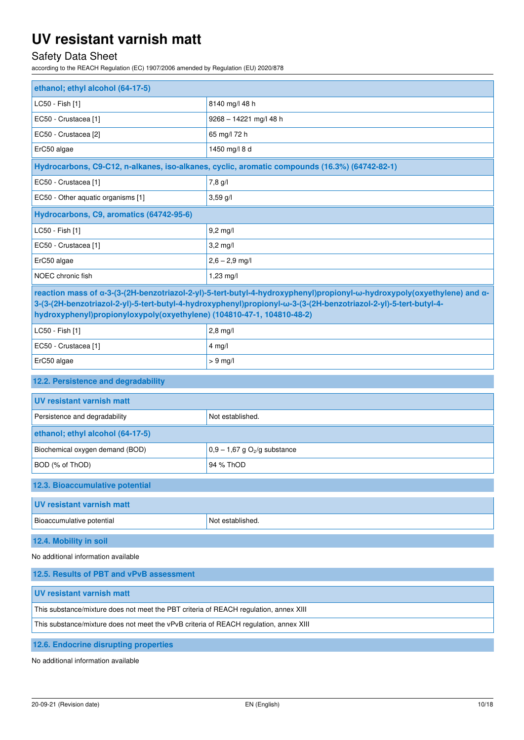| ethanol; ethyl alcohol (64-17-5) | |
|---|---|
| LC50 - Fish [1] | 8140 mg/l 48 h |
| EC50 - Crustacea [1] | 9268 – 14221 mg/l 48 h |
| EC50 - Crustacea [2] | 65 mg/l 72 h |
| ErC50 algae | 1450 mg/l 8 d |
| **Hydrocarbons, C9-C12, n-alkanes, iso-alkanes, cyclic, aromatic compounds (16.3%) (64742-82-1)** | |
| EC50 - Crustacea [1] | 7,8 g/l |
| EC50 - Other aquatic organisms [1] | 3,59 g/l |
| **Hydrocarbons, C9, aromatics (64742-95-6)** | |
| LC50 - Fish [1] | 9,2 mg/l |
| EC50 - Crustacea [1] | 3,2 mg/l |
| ErC50 algae | 2,6 – 2,9 mg/l |
| NOEC chronic fish | 1,23 mg/l |
| **reaction mass of α-3-(3-(2H-benzotriazol-2-yl)-5-tert-butyl-4-hydroxyphenyl)propionyl-ω-hydroxypoly(oxyethylene) and α-3-(3-(2H-benzotriazol-2-yl)-5-tert-butyl-4-hydroxyphenyl)propionyl-ω-3-(3-(2H-benzotriazol-2-yl)-5-tert-butyl-4-hydroxyphenyl)propionyloxypoly(oxyethylene) (104810-47-1, 104810-48-2)** | |
| LC50 - Fish [1] | 2,8 mg/l |
| EC50 - Crustacea [1] | 4 mg/l |
| ErC50 algae | > 9 mg/l |

### 12.2. Persistence and degradability

| UV resistant varnish matt | |
|---|---|
| Persistence and degradability | Not established. |
| **ethanol; ethyl alcohol (64-17-5)** | |
| Biochemical oxygen demand (BOD) | 0,9 – 1,67 g $O_2$/g substance |
| BOD (% of ThOD) | 94 % ThOD |

### 12.3. Bioaccumulative potential

| UV resistant varnish matt | |
|---|---|
| Bioaccumulative potential | Not established. |

### 12.4. Mobility in soil

No additional information available

### 12.5. Results of PBT and vPvB assessment

| UV resistant varnish matt |
|---|
| This substance/mixture does not meet the PBT criteria of REACH regulation, annex XIII |
| This substance/mixture does not meet the vPvB criteria of REACH regulation, annex XIII |

### 12.6. Endocrine disrupting properties

No additional information available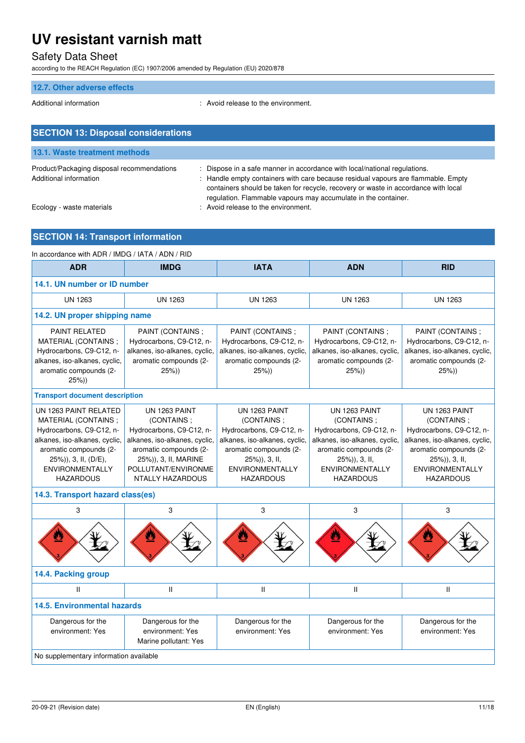### 12.7. Other adverse effects

Additional information : Avoid release to the environment.

## SECTION 13: Disposal considerations

### 13.1. Waste treatment methods

Product/Packaging disposal recommendations : Dispose in a safe manner in accordance with local/national regulations.

Additional information : Handle empty containers with care because residual vapours are flammable. Empty containers should be taken for recycle, recovery or waste in accordance with local regulation. Flammable vapours may accumulate in the container.

Ecology - waste materials : Avoid release to the environment.

## SECTION 14: Transport information

In accordance with ADR / IMDG / IATA / ADN / RID

| ADR | IMDG | IATA | ADN | RID |
|---|---|---|---|---|
| **14.1. UN number or ID number** | | | | |
| UN 1263 | UN 1263 | UN 1263 | UN 1263 | UN 1263 |
| **14.2. UN proper shipping name** | | | | |
| PAINT RELATED MATERIAL (CONTAINS ; Hydrocarbons, C9-C12, n-alkanes, iso-alkanes, cyclic, aromatic compounds (2-25%)) | PAINT (CONTAINS ; Hydrocarbons, C9-C12, n-alkanes, iso-alkanes, cyclic, aromatic compounds (2-25%)) | PAINT (CONTAINS ; Hydrocarbons, C9-C12, n-alkanes, iso-alkanes, cyclic, aromatic compounds (2-25%)) | PAINT (CONTAINS ; Hydrocarbons, C9-C12, n-alkanes, iso-alkanes, cyclic, aromatic compounds (2-25%)) | PAINT (CONTAINS ; Hydrocarbons, C9-C12, n-alkanes, iso-alkanes, cyclic, aromatic compounds (2-25%)) |
| **Transport document description** | | | | |
| UN 1263 PAINT RELATED MATERIAL (CONTAINS ; Hydrocarbons, C9-C12, n-alkanes, iso-alkanes, cyclic, aromatic compounds (2-25%)), 3, II, (D/E), ENVIRONMENTALLY HAZARDOUS | UN 1263 PAINT (CONTAINS ; Hydrocarbons, C9-C12, n-alkanes, iso-alkanes, cyclic, aromatic compounds (2-25%)), 3, II, MARINE POLLUTANT/ENVIRONMENTALLY HAZARDOUS | UN 1263 PAINT (CONTAINS ; Hydrocarbons, C9-C12, n-alkanes, iso-alkanes, cyclic, aromatic compounds (2-25%)), 3, II, ENVIRONMENTALLY HAZARDOUS | UN 1263 PAINT (CONTAINS ; Hydrocarbons, C9-C12, n-alkanes, iso-alkanes, cyclic, aromatic compounds (2-25%)), 3, II, ENVIRONMENTALLY HAZARDOUS | UN 1263 PAINT (CONTAINS ; Hydrocarbons, C9-C12, n-alkanes, iso-alkanes, cyclic, aromatic compounds (2-25%)), 3, II, ENVIRONMENTALLY HAZARDOUS |
| **14.3. Transport hazard class(es)** | | | | |
| 3 | 3 | 3 | 3 | 3 |
| **14.4. Packing group** | | | | |
| II | II | II | II | II |
| **14.5. Environmental hazards** | | | | |
| Dangerous for the environment: Yes | Dangerous for the environment: Yes<br>Marine pollutant: Yes | Dangerous for the environment: Yes | Dangerous for the environment: Yes | Dangerous for the environment: Yes |
| No supplementary information available | | | | |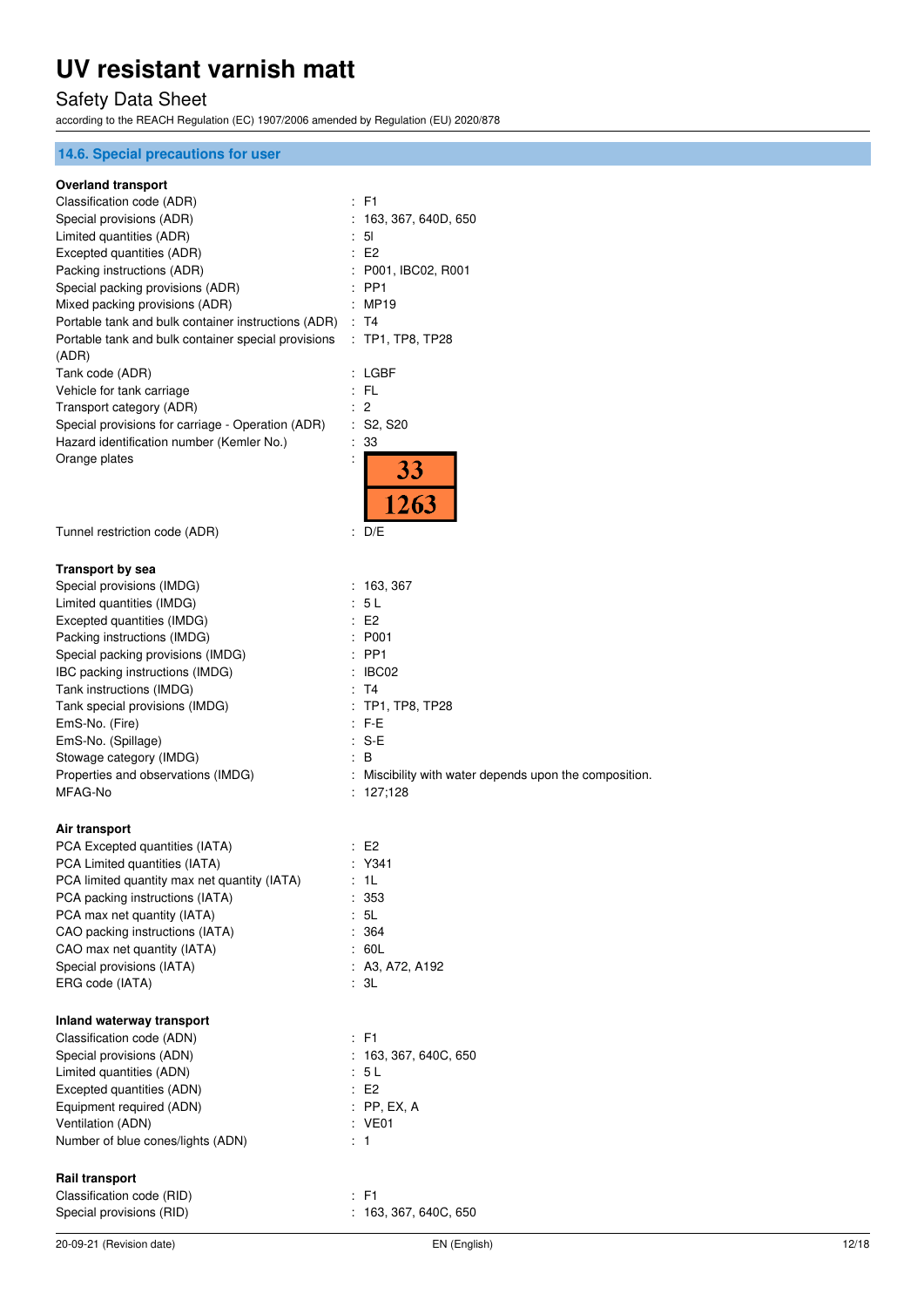## 14.6. Special precautions for user

**Overland transport**

| | |
|---|---|
| Classification code (ADR) | : F1 |
| Special provisions (ADR) | : 163, 367, 640D, 650 |
| Limited quantities (ADR) | : 5l |
| Excepted quantities (ADR) | : E2 |
| Packing instructions (ADR) | : P001, IBC02, R001 |
| Special packing provisions (ADR) | : PP1 |
| Mixed packing provisions (ADR) | : MP19 |
| Portable tank and bulk container instructions (ADR) | : T4 |
| Portable tank and bulk container special provisions (ADR) | : TP1, TP8, TP28 |
| Tank code (ADR) | : LGBF |
| Vehicle for tank carriage | : FL |
| Transport category (ADR) | : 2 |
| Special provisions for carriage - Operation (ADR) | : S2, S20 |
| Hazard identification number (Kemler No.) | : 33 |
| Orange plates | : 33 / 1263 |
| Tunnel restriction code (ADR) | : D/E |

**Transport by sea**

| | |
|---|---|
| Special provisions (IMDG) | : 163, 367 |
| Limited quantities (IMDG) | : 5 L |
| Excepted quantities (IMDG) | : E2 |
| Packing instructions (IMDG) | : P001 |
| Special packing provisions (IMDG) | : PP1 |
| IBC packing instructions (IMDG) | : IBC02 |
| Tank instructions (IMDG) | : T4 |
| Tank special provisions (IMDG) | : TP1, TP8, TP28 |
| EmS-No. (Fire) | : F-E |
| EmS-No. (Spillage) | : S-E |
| Stowage category (IMDG) | : B |
| Properties and observations (IMDG) | : Miscibility with water depends upon the composition. |
| MFAG-No | : 127;128 |

**Air transport**

| | |
|---|---|
| PCA Excepted quantities (IATA) | : E2 |
| PCA Limited quantities (IATA) | : Y341 |
| PCA limited quantity max net quantity (IATA) | : 1L |
| PCA packing instructions (IATA) | : 353 |
| PCA max net quantity (IATA) | : 5L |
| CAO packing instructions (IATA) | : 364 |
| CAO max net quantity (IATA) | : 60L |
| Special provisions (IATA) | : A3, A72, A192 |
| ERG code (IATA) | : 3L |

**Inland waterway transport**

| | |
|---|---|
| Classification code (ADN) | : F1 |
| Special provisions (ADN) | : 163, 367, 640C, 650 |
| Limited quantities (ADN) | : 5 L |
| Excepted quantities (ADN) | : E2 |
| Equipment required (ADN) | : PP, EX, A |
| Ventilation (ADN) | : VE01 |
| Number of blue cones/lights (ADN) | : 1 |

**Rail transport**

| | |
|---|---|
| Classification code (RID) | : F1 |
| Special provisions (RID) | : 163, 367, 640C, 650 |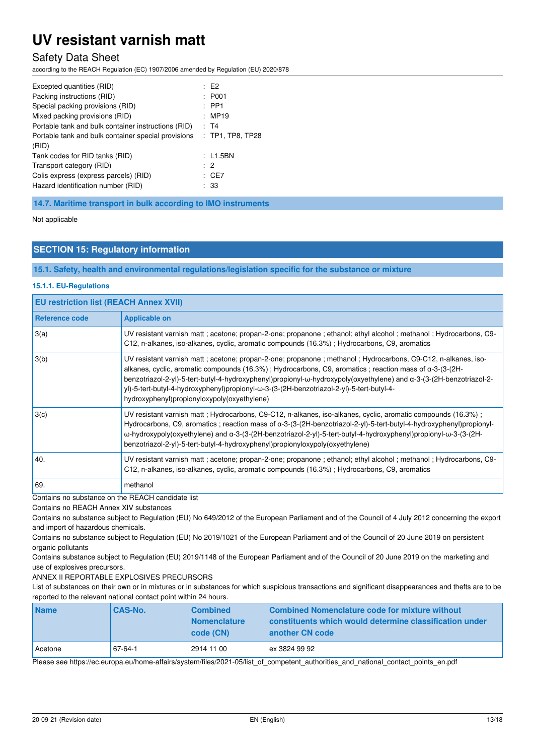| | | |
|---|---|---|
| Excepted quantities (RID) | : | E2 |
| Packing instructions (RID) | : | P001 |
| Special packing provisions (RID) | : | PP1 |
| Mixed packing provisions (RID) | : | MP19 |
| Portable tank and bulk container instructions (RID) | : | T4 |
| Portable tank and bulk container special provisions (RID) | : | TP1, TP8, TP28 |
| Tank codes for RID tanks (RID) | : | L1.5BN |
| Transport category (RID) | : | 2 |
| Colis express (express parcels) (RID) | : | CE7 |
| Hazard identification number (RID) | : | 33 |

### 14.7. Maritime transport in bulk according to IMO instruments

Not applicable

## SECTION 15: Regulatory information

### 15.1. Safety, health and environmental regulations/legislation specific for the substance or mixture

#### 15.1.1. EU-Regulations

**EU restriction list (REACH Annex XVII)**

| Reference code | Applicable on |
|---|---|
| 3(a) | UV resistant varnish matt ; acetone; propan-2-one; propanone ; ethanol; ethyl alcohol ; methanol ; Hydrocarbons, C9-C12, n-alkanes, iso-alkanes, cyclic, aromatic compounds (16.3%) ; Hydrocarbons, C9, aromatics |
| 3(b) | UV resistant varnish matt ; acetone; propan-2-one; propanone ; methanol ; Hydrocarbons, C9-C12, n-alkanes, iso-alkanes, cyclic, aromatic compounds (16.3%) ; Hydrocarbons, C9, aromatics ; reaction mass of α-3-(3-(2H-benzotriazol-2-yl)-5-tert-butyl-4-hydroxyphenyl)propionyl-ω-hydroxypoly(oxyethylene) and α-3-(3-(2H-benzotriazol-2-yl)-5-tert-butyl-4-hydroxyphenyl)propionyl-ω-3-(3-(2H-benzotriazol-2-yl)-5-tert-butyl-4-hydroxyphenyl)propionyloxypoly(oxyethylene) |
| 3(c) | UV resistant varnish matt ; Hydrocarbons, C9-C12, n-alkanes, iso-alkanes, cyclic, aromatic compounds (16.3%) ; Hydrocarbons, C9, aromatics ; reaction mass of α-3-(3-(2H-benzotriazol-2-yl)-5-tert-butyl-4-hydroxyphenyl)propionyl-ω-hydroxypoly(oxyethylene) and α-3-(3-(2H-benzotriazol-2-yl)-5-tert-butyl-4-hydroxyphenyl)propionyl-ω-3-(3-(2H-benzotriazol-2-yl)-5-tert-butyl-4-hydroxyphenyl)propionyloxypoly(oxyethylene) |
| 40. | UV resistant varnish matt ; acetone; propan-2-one; propanone ; ethanol; ethyl alcohol ; methanol ; Hydrocarbons, C9-C12, n-alkanes, iso-alkanes, cyclic, aromatic compounds (16.3%) ; Hydrocarbons, C9, aromatics |
| 69. | methanol |

Contains no substance on the REACH candidate list

Contains no REACH Annex XIV substances

Contains no substance subject to Regulation (EU) No 649/2012 of the European Parliament and of the Council of 4 July 2012 concerning the export and import of hazardous chemicals.

Contains no substance subject to Regulation (EU) No 2019/1021 of the European Parliament and of the Council of 20 June 2019 on persistent organic pollutants

Contains substance subject to Regulation (EU) 2019/1148 of the European Parliament and of the Council of 20 June 2019 on the marketing and use of explosives precursors.

ANNEX II REPORTABLE EXPLOSIVES PRECURSORS

List of substances on their own or in mixtures or in substances for which suspicious transactions and significant disappearances and thefts are to be reported to the relevant national contact point within 24 hours.

| Name | CAS-No. | Combined Nomenclature code (CN) | Combined Nomenclature code for mixture without constituents which would determine classification under another CN code |
|---|---|---|---|
| Acetone | 67-64-1 | 2914 11 00 | ex 3824 99 92 |

Please see https://ec.europa.eu/home-affairs/system/files/2021-05/list_of_competent_authorities_and_national_contact_points_en.pdf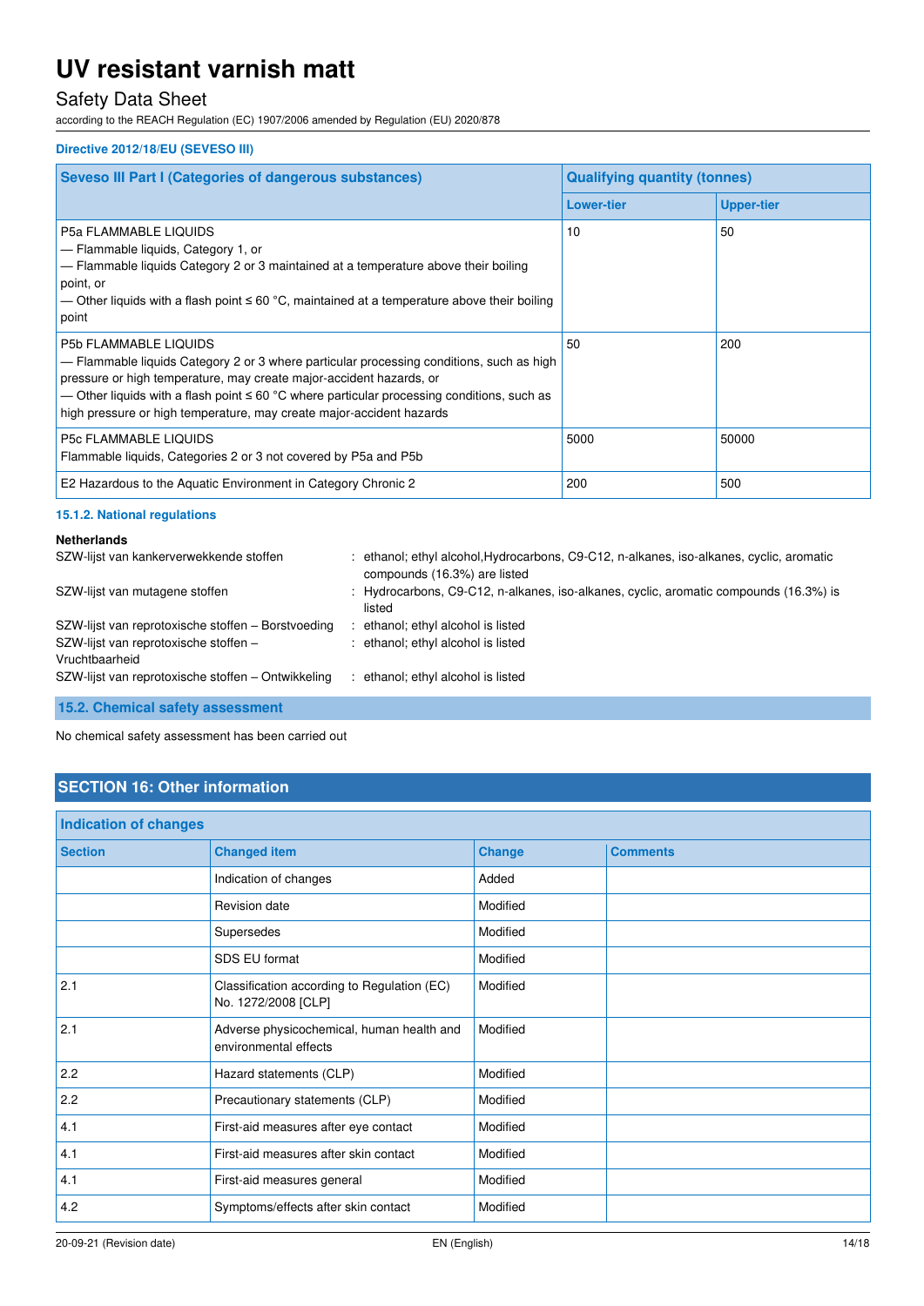#### Directive 2012/18/EU (SEVESO III)

| Seveso III Part I (Categories of dangerous substances) | Qualifying quantity (tonnes) | |
|---|---|---|
| | Lower-tier | Upper-tier |
| P5a FLAMMABLE LIQUIDS<br>— Flammable liquids, Category 1, or<br>— Flammable liquids Category 2 or 3 maintained at a temperature above their boiling point, or<br>— Other liquids with a flash point ≤ 60 °C, maintained at a temperature above their boiling point | 10 | 50 |
| P5b FLAMMABLE LIQUIDS<br>— Flammable liquids Category 2 or 3 where particular processing conditions, such as high pressure or high temperature, may create major-accident hazards, or<br>— Other liquids with a flash point ≤ 60 °C where particular processing conditions, such as high pressure or high temperature, may create major-accident hazards | 50 | 200 |
| P5c FLAMMABLE LIQUIDS<br>Flammable liquids, Categories 2 or 3 not covered by P5a and P5b | 5000 | 50000 |
| E2 Hazardous to the Aquatic Environment in Category Chronic 2 | 200 | 500 |

#### 15.1.2. National regulations

**Netherlands**

| | |
|---|---|
| SZW-lijst van kankerverwekkende stoffen | : ethanol; ethyl alcohol,Hydrocarbons, C9-C12, n-alkanes, iso-alkanes, cyclic, aromatic compounds (16.3%) are listed |
| SZW-lijst van mutagene stoffen | : Hydrocarbons, C9-C12, n-alkanes, iso-alkanes, cyclic, aromatic compounds (16.3%) is listed |
| SZW-lijst van reprotoxische stoffen – Borstvoeding | : ethanol; ethyl alcohol is listed |
| SZW-lijst van reprotoxische stoffen – Vruchtbaarheid | : ethanol; ethyl alcohol is listed |
| SZW-lijst van reprotoxische stoffen – Ontwikkeling | : ethanol; ethyl alcohol is listed |

### 15.2. Chemical safety assessment

No chemical safety assessment has been carried out

## SECTION 16: Other information

**Indication of changes**

| Section | Changed item | Change | Comments |
|---|---|---|---|
| | Indication of changes | Added | |
| | Revision date | Modified | |
| | Supersedes | Modified | |
| | SDS EU format | Modified | |
| 2.1 | Classification according to Regulation (EC) No. 1272/2008 [CLP] | Modified | |
| 2.1 | Adverse physicochemical, human health and environmental effects | Modified | |
| 2.2 | Hazard statements (CLP) | Modified | |
| 2.2 | Precautionary statements (CLP) | Modified | |
| 4.1 | First-aid measures after eye contact | Modified | |
| 4.1 | First-aid measures after skin contact | Modified | |
| 4.1 | First-aid measures general | Modified | |
| 4.2 | Symptoms/effects after skin contact | Modified | |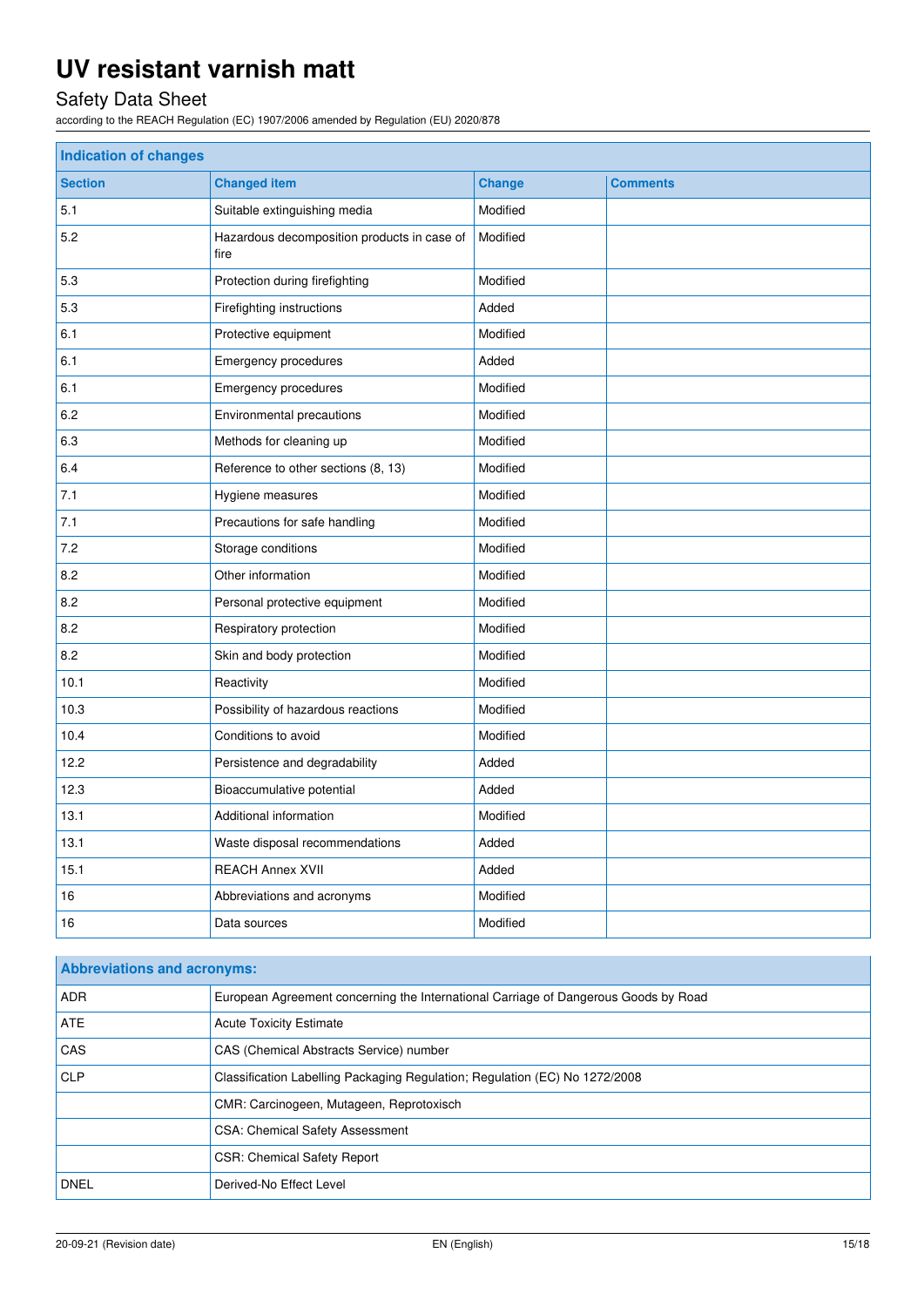## Indication of changes

| Section | Changed item | Change | Comments |
|---|---|---|---|
| 5.1 | Suitable extinguishing media | Modified | |
| 5.2 | Hazardous decomposition products in case of fire | Modified | |
| 5.3 | Protection during firefighting | Modified | |
| 5.3 | Firefighting instructions | Added | |
| 6.1 | Protective equipment | Modified | |
| 6.1 | Emergency procedures | Added | |
| 6.1 | Emergency procedures | Modified | |
| 6.2 | Environmental precautions | Modified | |
| 6.3 | Methods for cleaning up | Modified | |
| 6.4 | Reference to other sections (8, 13) | Modified | |
| 7.1 | Hygiene measures | Modified | |
| 7.1 | Precautions for safe handling | Modified | |
| 7.2 | Storage conditions | Modified | |
| 8.2 | Other information | Modified | |
| 8.2 | Personal protective equipment | Modified | |
| 8.2 | Respiratory protection | Modified | |
| 8.2 | Skin and body protection | Modified | |
| 10.1 | Reactivity | Modified | |
| 10.3 | Possibility of hazardous reactions | Modified | |
| 10.4 | Conditions to avoid | Modified | |
| 12.2 | Persistence and degradability | Added | |
| 12.3 | Bioaccumulative potential | Added | |
| 13.1 | Additional information | Modified | |
| 13.1 | Waste disposal recommendations | Added | |
| 15.1 | REACH Annex XVII | Added | |
| 16 | Abbreviations and acronyms | Modified | |
| 16 | Data sources | Modified | |

## Abbreviations and acronyms:

| | |
|---|---|
| ADR | European Agreement concerning the International Carriage of Dangerous Goods by Road |
| ATE | Acute Toxicity Estimate |
| CAS | CAS (Chemical Abstracts Service) number |
| CLP | Classification Labelling Packaging Regulation; Regulation (EC) No 1272/2008 |
| | CMR: Carcinogeen, Mutageen, Reprotoxisch |
| | CSA: Chemical Safety Assessment |
| | CSR: Chemical Safety Report |
| DNEL | Derived-No Effect Level |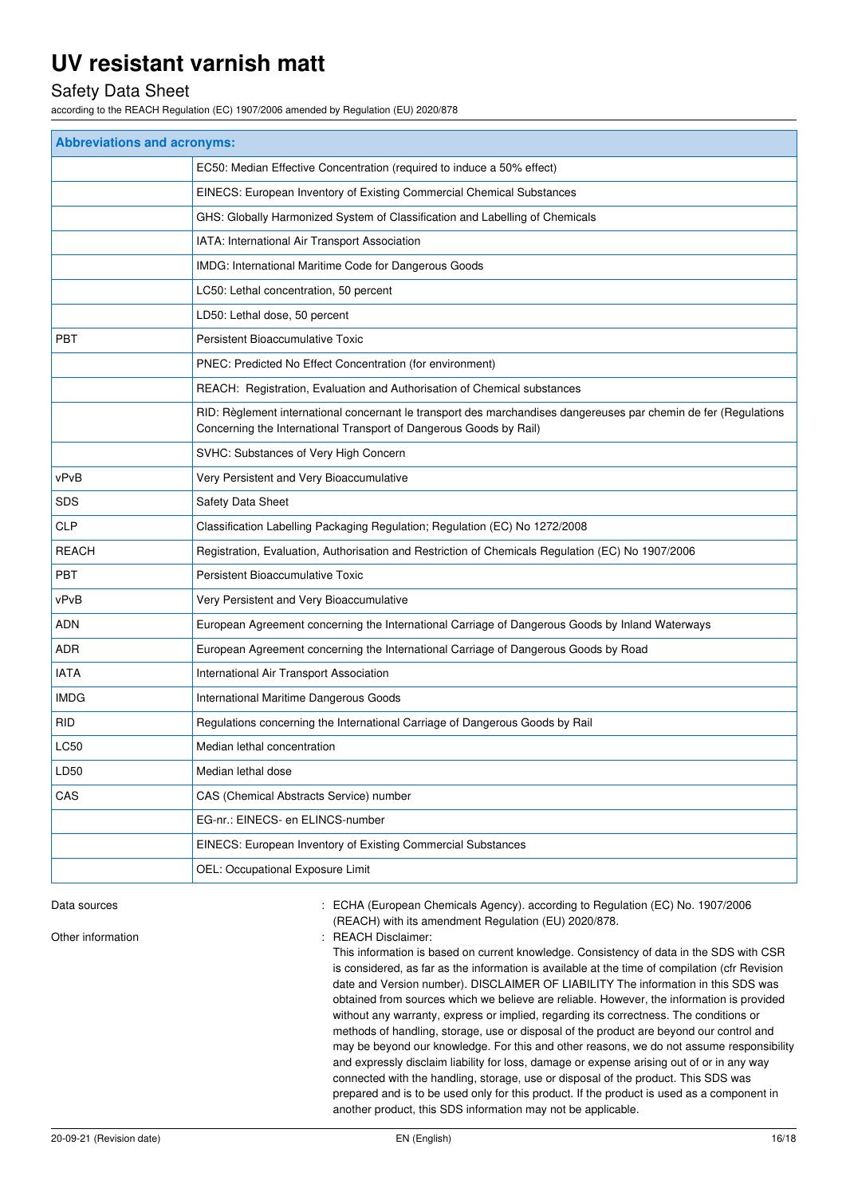| Abbreviations and acronyms: | |
|---|---|
| | EC50: Median Effective Concentration (required to induce a 50% effect) |
| | EINECS: European Inventory of Existing Commercial Chemical Substances |
| | GHS: Globally Harmonized System of Classification and Labelling of Chemicals |
| | IATA: International Air Transport Association |
| | IMDG: International Maritime Code for Dangerous Goods |
| | LC50: Lethal concentration, 50 percent |
| | LD50: Lethal dose, 50 percent |
| PBT | Persistent Bioaccumulative Toxic |
| | PNEC: Predicted No Effect Concentration (for environment) |
| | REACH: Registration, Evaluation and Authorisation of Chemical substances |
| | RID: Règlement international concernant le transport des marchandises dangereuses par chemin de fer (Regulations Concerning the International Transport of Dangerous Goods by Rail) |
| | SVHC: Substances of Very High Concern |
| vPvB | Very Persistent and Very Bioaccumulative |
| SDS | Safety Data Sheet |
| CLP | Classification Labelling Packaging Regulation; Regulation (EC) No 1272/2008 |
| REACH | Registration, Evaluation, Authorisation and Restriction of Chemicals Regulation (EC) No 1907/2006 |
| PBT | Persistent Bioaccumulative Toxic |
| vPvB | Very Persistent and Very Bioaccumulative |
| ADN | European Agreement concerning the International Carriage of Dangerous Goods by Inland Waterways |
| ADR | European Agreement concerning the International Carriage of Dangerous Goods by Road |
| IATA | International Air Transport Association |
| IMDG | International Maritime Dangerous Goods |
| RID | Regulations concerning the International Carriage of Dangerous Goods by Rail |
| LC50 | Median lethal concentration |
| LD50 | Median lethal dose |
| CAS | CAS (Chemical Abstracts Service) number |
| | EG-nr.: EINECS- en ELINCS-number |
| | EINECS: European Inventory of Existing Commercial Substances |
| | OEL: Occupational Exposure Limit |

Data sources : ECHA (European Chemicals Agency). according to Regulation (EC) No. 1907/2006 (REACH) with its amendment Regulation (EU) 2020/878.

Other information : REACH Disclaimer:
This information is based on current knowledge. Consistency of data in the SDS with CSR is considered, as far as the information is available at the time of compilation (cfr Revision date and Version number). DISCLAIMER OF LIABILITY The information in this SDS was obtained from sources which we believe are reliable. However, the information is provided without any warranty, express or implied, regarding its correctness. The conditions or methods of handling, storage, use or disposal of the product are beyond our control and may be beyond our knowledge. For this and other reasons, we do not assume responsibility and expressly disclaim liability for loss, damage or expense arising out of or in any way connected with the handling, storage, use or disposal of the product. This SDS was prepared and is to be used only for this product. If the product is used as a component in another product, this SDS information may not be applicable.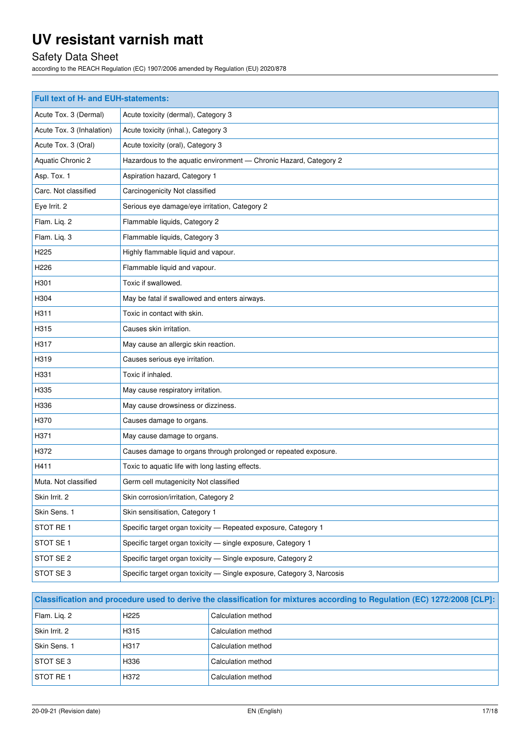| Full text of H- and EUH-statements: | |
|---|---|
| Acute Tox. 3 (Dermal) | Acute toxicity (dermal), Category 3 |
| Acute Tox. 3 (Inhalation) | Acute toxicity (inhal.), Category 3 |
| Acute Tox. 3 (Oral) | Acute toxicity (oral), Category 3 |
| Aquatic Chronic 2 | Hazardous to the aquatic environment — Chronic Hazard, Category 2 |
| Asp. Tox. 1 | Aspiration hazard, Category 1 |
| Carc. Not classified | Carcinogenicity Not classified |
| Eye Irrit. 2 | Serious eye damage/eye irritation, Category 2 |
| Flam. Liq. 2 | Flammable liquids, Category 2 |
| Flam. Liq. 3 | Flammable liquids, Category 3 |
| H225 | Highly flammable liquid and vapour. |
| H226 | Flammable liquid and vapour. |
| H301 | Toxic if swallowed. |
| H304 | May be fatal if swallowed and enters airways. |
| H311 | Toxic in contact with skin. |
| H315 | Causes skin irritation. |
| H317 | May cause an allergic skin reaction. |
| H319 | Causes serious eye irritation. |
| H331 | Toxic if inhaled. |
| H335 | May cause respiratory irritation. |
| H336 | May cause drowsiness or dizziness. |
| H370 | Causes damage to organs. |
| H371 | May cause damage to organs. |
| H372 | Causes damage to organs through prolonged or repeated exposure. |
| H411 | Toxic to aquatic life with long lasting effects. |
| Muta. Not classified | Germ cell mutagenicity Not classified |
| Skin Irrit. 2 | Skin corrosion/irritation, Category 2 |
| Skin Sens. 1 | Skin sensitisation, Category 1 |
| STOT RE 1 | Specific target organ toxicity — Repeated exposure, Category 1 |
| STOT SE 1 | Specific target organ toxicity — single exposure, Category 1 |
| STOT SE 2 | Specific target organ toxicity — Single exposure, Category 2 |
| STOT SE 3 | Specific target organ toxicity — Single exposure, Category 3, Narcosis |

| Classification and procedure used to derive the classification for mixtures according to Regulation (EC) 1272/2008 [CLP]: | | |
|---|---|---|
| Flam. Liq. 2 | H225 | Calculation method |
| Skin Irrit. 2 | H315 | Calculation method |
| Skin Sens. 1 | H317 | Calculation method |
| STOT SE 3 | H336 | Calculation method |
| STOT RE 1 | H372 | Calculation method |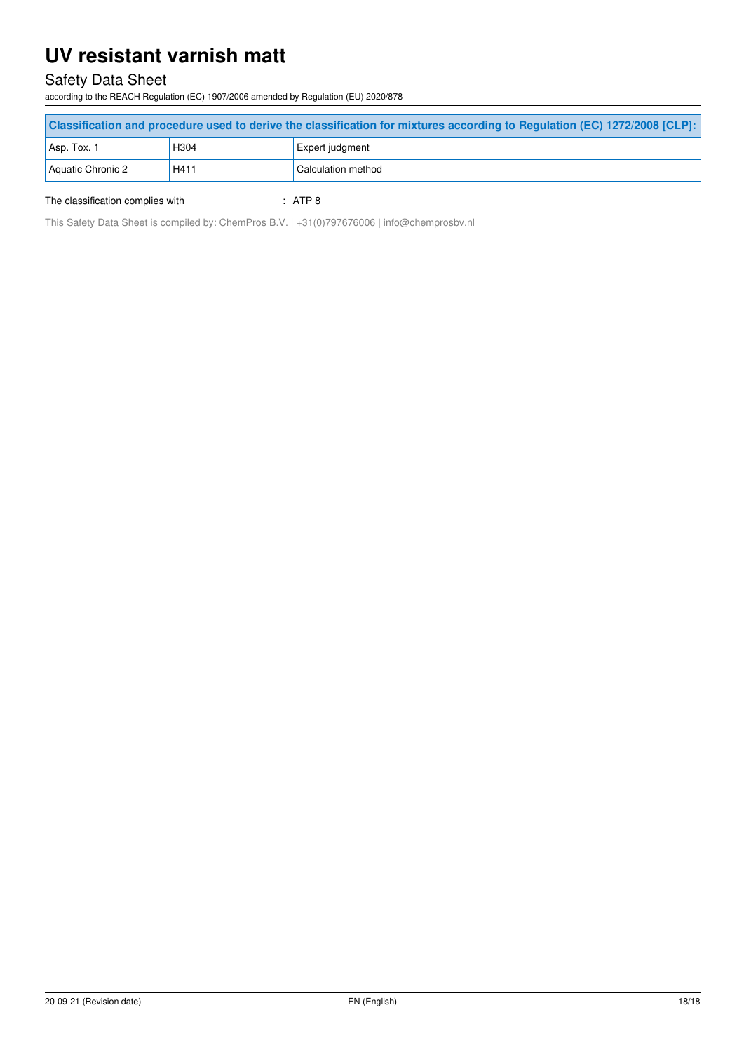| Classification and procedure used to derive the classification for mixtures according to Regulation (EC) 1272/2008 [CLP]: | | |
|---|---|---|
| Asp. Tox. 1 | H304 | Expert judgment |
| Aquatic Chronic 2 | H411 | Calculation method |

The classification complies with : ATP 8

This Safety Data Sheet is compiled by: ChemPros B.V. | +31(0)797676006 | info@chemprosbv.nl